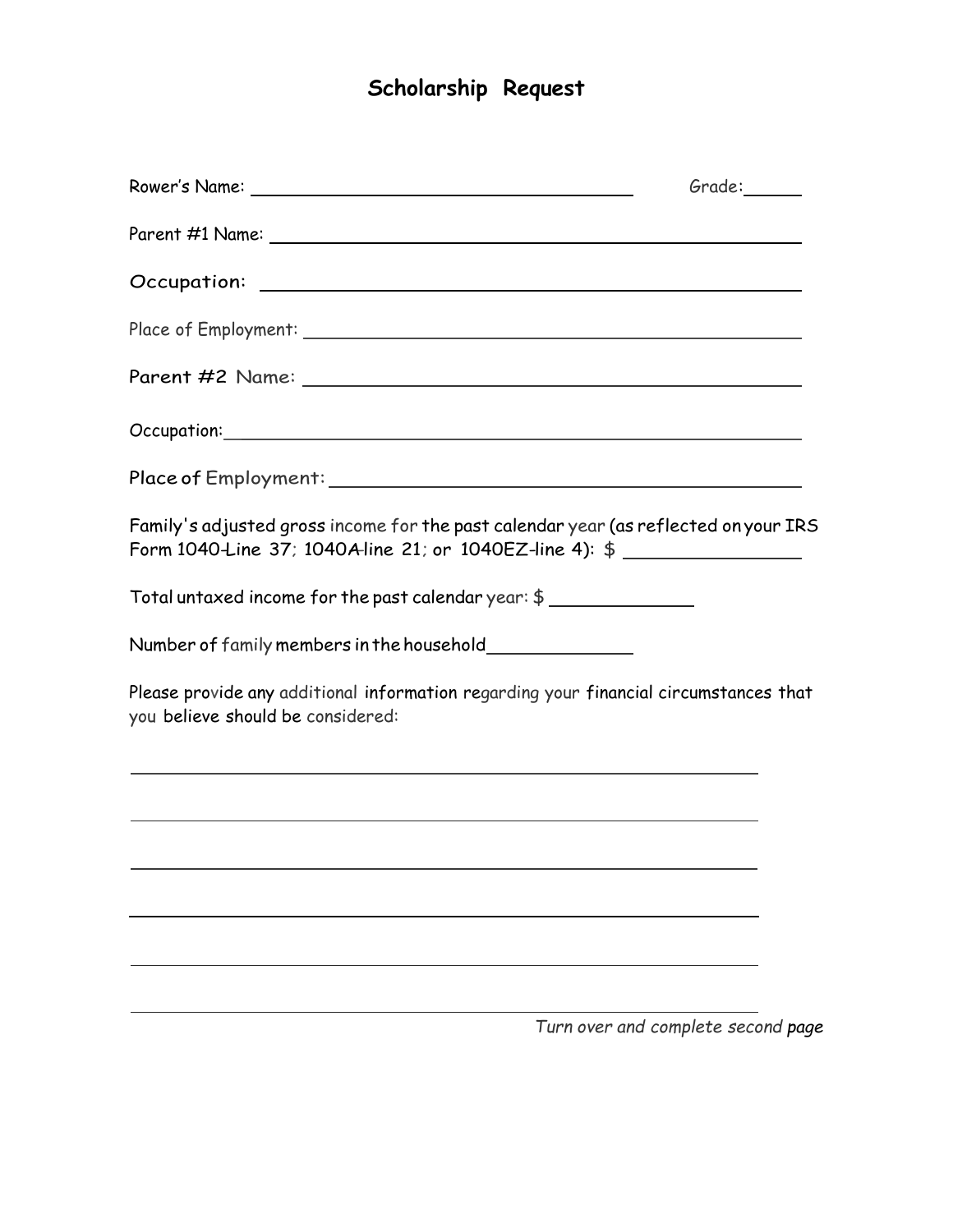# Scholarship Request

Rower's Name: ______________________________ Grade: ______

Parent #1 Name: ______________________________

Occupation: ______________________________

Place of Employment: ______________________________

Parent #2 Name: ______________________________

Occupation: ______________________________

Place of Employment: ______________________________

Family's adjusted gross income for the past calendar year (as reflected on your IRS Form 1040-Line 37; 1040A-line 21; or 1040EZ-line 4): $ ______________

Total untaxed income for the past calendar year: $ ______________

Number of family members in the household ______________

Please provide any additional information regarding your financial circumstances that you believe should be considered:

______________________________________________________________

______________________________________________________________

______________________________________________________________

______________________________________________________________

______________________________________________________________

______________________________________________________________

*Turn over and complete second page*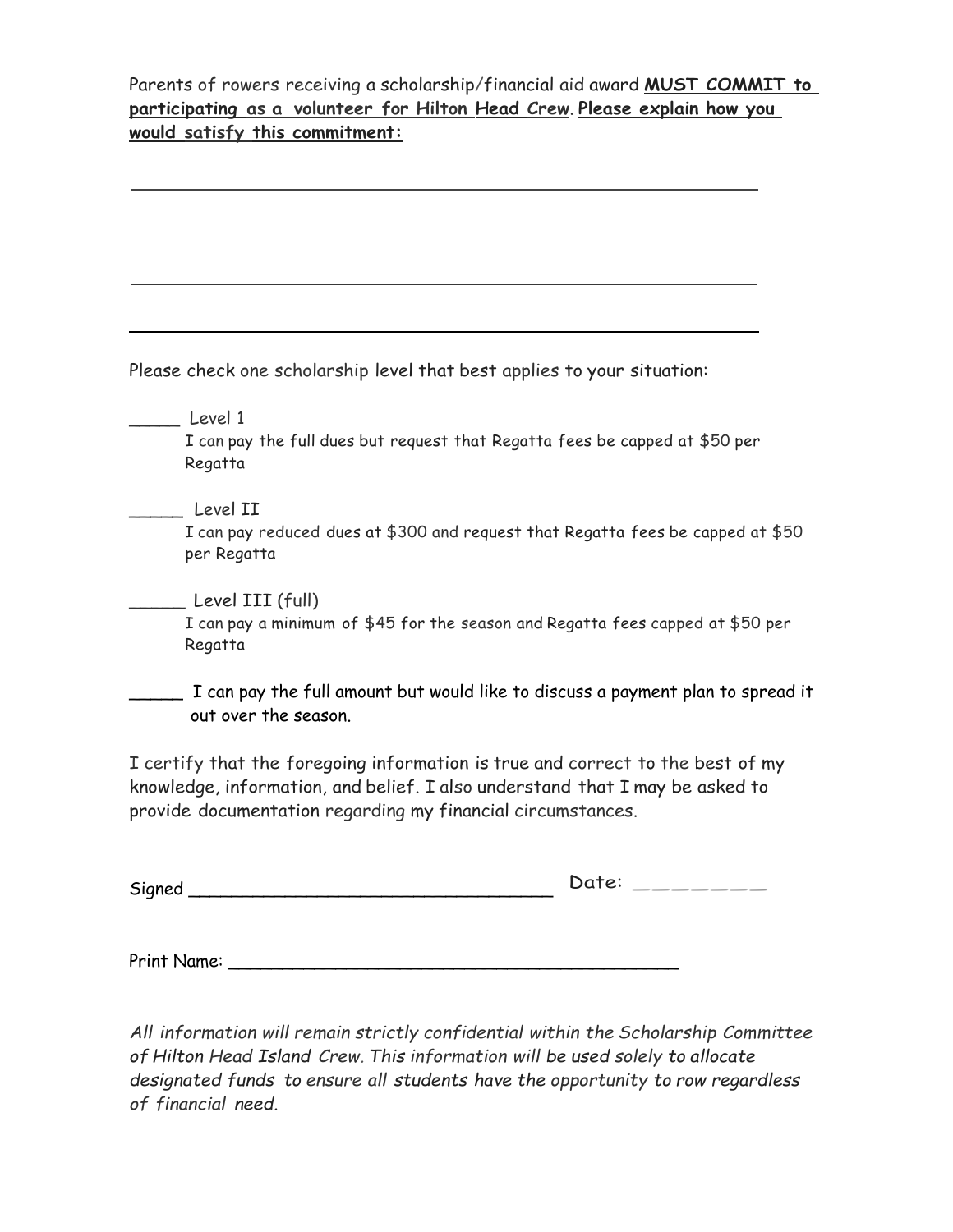Parents of rowers receiving a scholarship/financial aid award **MUST COMMIT to participating as a volunteer for Hilton Head Crew**. **Please explain how you would satisfy this commitment:**

\_\_\_\_\_\_\_\_\_\_\_\_\_\_\_\_\_\_\_\_\_\_\_\_\_\_\_\_\_\_\_\_\_\_\_\_\_\_\_\_\_\_\_\_\_\_\_\_\_\_\_\_\_\_\_\_\_\_\_\_

\_\_\_\_\_\_\_\_\_\_\_\_\_\_\_\_\_\_\_\_\_\_\_\_\_\_\_\_\_\_\_\_\_\_\_\_\_\_\_\_\_\_\_\_\_\_\_\_\_\_\_\_\_\_\_\_\_\_\_\_

\_\_\_\_\_\_\_\_\_\_\_\_\_\_\_\_\_\_\_\_\_\_\_\_\_\_\_\_\_\_\_\_\_\_\_\_\_\_\_\_\_\_\_\_\_\_\_\_\_\_\_\_\_\_\_\_\_\_\_\_

\_\_\_\_\_\_\_\_\_\_\_\_\_\_\_\_\_\_\_\_\_\_\_\_\_\_\_\_\_\_\_\_\_\_\_\_\_\_\_\_\_\_\_\_\_\_\_\_\_\_\_\_\_\_\_\_\_\_\_\_

Please check one scholarship level that best applies to your situation:

\_\_\_\_\_ Level 1
I can pay the full dues but request that Regatta fees be capped at $50 per Regatta

\_\_\_\_\_ Level II
I can pay reduced dues at $300 and request that Regatta fees be capped at $50 per Regatta

\_\_\_\_\_ Level III (full)
I can pay a minimum of $45 for the season and Regatta fees capped at $50 per Regatta

\_\_\_\_\_ I can pay the full amount but would like to discuss a payment plan to spread it out over the season.

I certify that the foregoing information is true and correct to the best of my knowledge, information, and belief. I also understand that I may be asked to provide documentation regarding my financial circumstances.

Signed \_\_\_\_\_\_\_\_\_\_\_\_\_\_\_\_\_\_\_\_\_\_\_\_\_\_\_\_\_\_\_\_\_\_ Date: \_\_\_\_\_\_\_\_\_\_

Print Name: \_\_\_\_\_\_\_\_\_\_\_\_\_\_\_\_\_\_\_\_\_\_\_\_\_\_\_\_\_\_\_\_\_\_\_\_\_\_\_\_\_\_

*All information will remain strictly confidential within the Scholarship Committee of Hilton Head Island Crew. This information will be used solely to allocate designated funds to ensure all students have the opportunity to row regardless of financial need.*